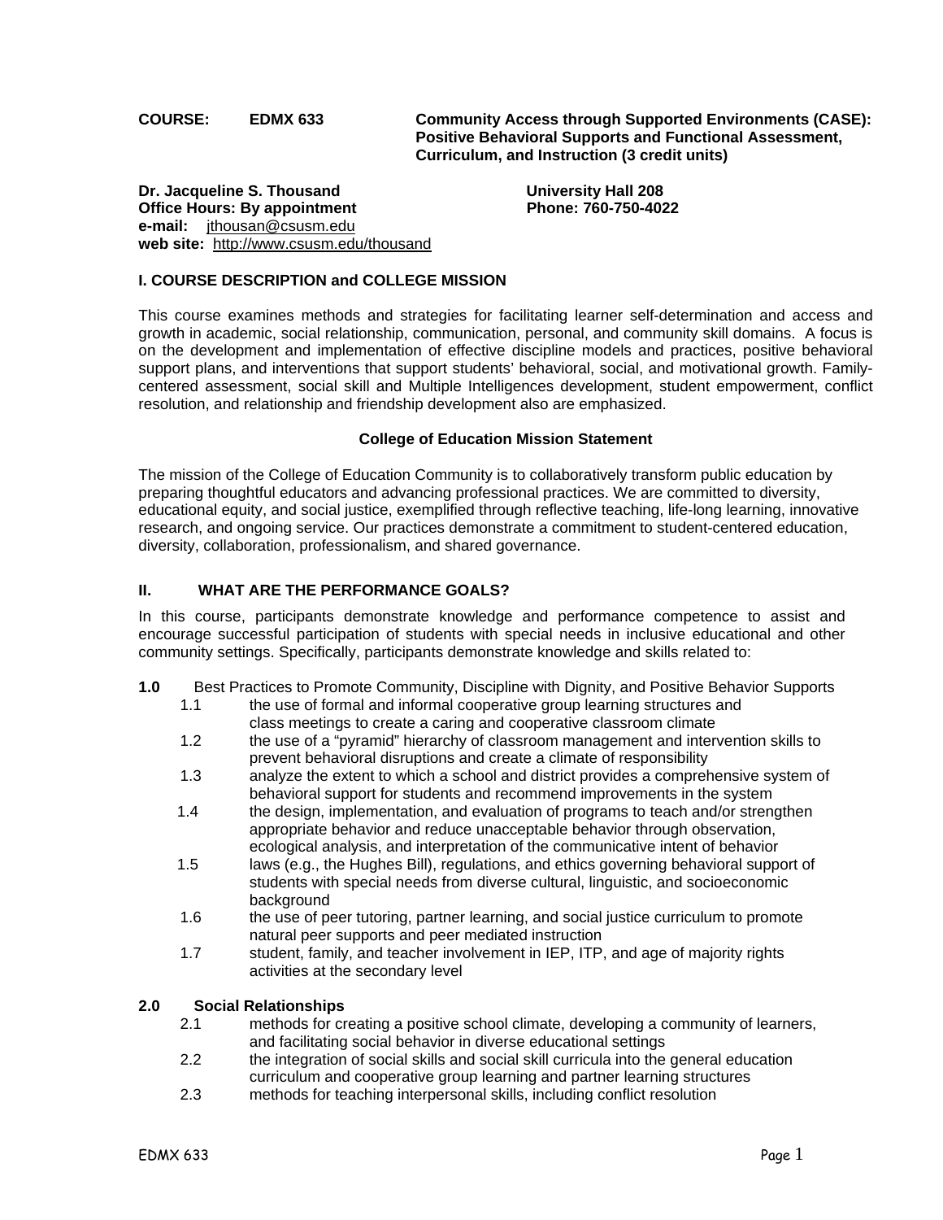**COURSE: EDMX 633** **Community Access through Supported Environments (CASE): Positive Behavioral Supports and Functional Assessment, Curriculum, and Instruction (3 credit units)**

**Dr. Jacqueline S. Thousand**
**Office Hours: By appointment**
**e-mail:** jthousan@csusm.edu
**web site:** http://www.csusm.edu/thousand

**University Hall 208**
**Phone: 760-750-4022**

## I. COURSE DESCRIPTION and COLLEGE MISSION

This course examines methods and strategies for facilitating learner self-determination and access and growth in academic, social relationship, communication, personal, and community skill domains. A focus is on the development and implementation of effective discipline models and practices, positive behavioral support plans, and interventions that support students' behavioral, social, and motivational growth. Family-centered assessment, social skill and Multiple Intelligences development, student empowerment, conflict resolution, and relationship and friendship development also are emphasized.

### College of Education Mission Statement

The mission of the College of Education Community is to collaboratively transform public education by preparing thoughtful educators and advancing professional practices. We are committed to diversity, educational equity, and social justice, exemplified through reflective teaching, life-long learning, innovative research, and ongoing service. Our practices demonstrate a commitment to student-centered education, diversity, collaboration, professionalism, and shared governance.

## II. WHAT ARE THE PERFORMANCE GOALS?

In this course, participants demonstrate knowledge and performance competence to assist and encourage successful participation of students with special needs in inclusive educational and other community settings. Specifically, participants demonstrate knowledge and skills related to:

**1.0** Best Practices to Promote Community, Discipline with Dignity, and Positive Behavior Supports

- 1.1 the use of formal and informal cooperative group learning structures and class meetings to create a caring and cooperative classroom climate
- 1.2 the use of a "pyramid" hierarchy of classroom management and intervention skills to prevent behavioral disruptions and create a climate of responsibility
- 1.3 analyze the extent to which a school and district provides a comprehensive system of behavioral support for students and recommend improvements in the system
- 1.4 the design, implementation, and evaluation of programs to teach and/or strengthen appropriate behavior and reduce unacceptable behavior through observation, ecological analysis, and interpretation of the communicative intent of behavior
- 1.5 laws (e.g., the Hughes Bill), regulations, and ethics governing behavioral support of students with special needs from diverse cultural, linguistic, and socioeconomic background
- 1.6 the use of peer tutoring, partner learning, and social justice curriculum to promote natural peer supports and peer mediated instruction
- 1.7 student, family, and teacher involvement in IEP, ITP, and age of majority rights activities at the secondary level

**2.0 Social Relationships**

- 2.1 methods for creating a positive school climate, developing a community of learners, and facilitating social behavior in diverse educational settings
- 2.2 the integration of social skills and social skill curricula into the general education curriculum and cooperative group learning and partner learning structures
- 2.3 methods for teaching interpersonal skills, including conflict resolution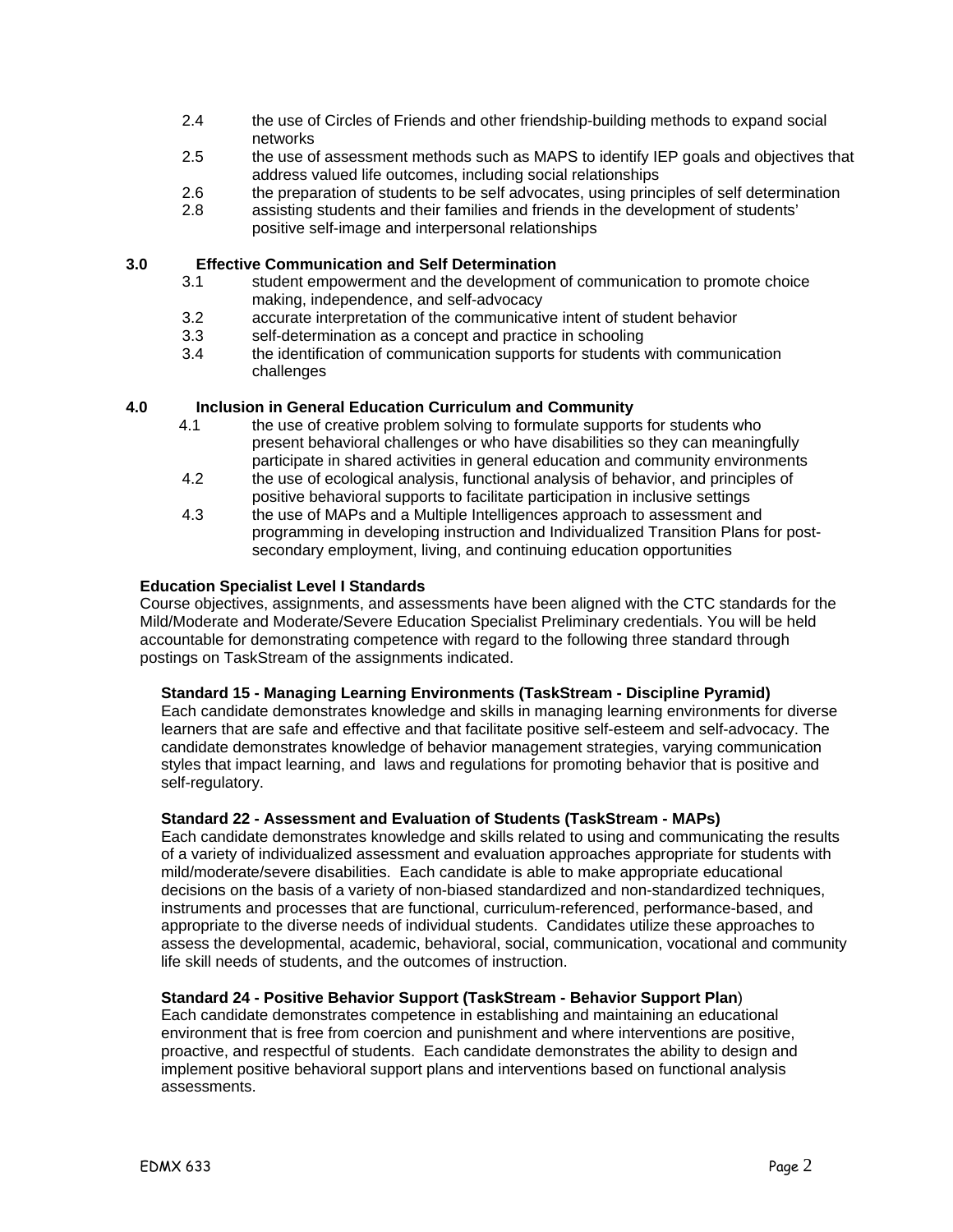- 2.4 the use of Circles of Friends and other friendship-building methods to expand social networks
- 2.5 the use of assessment methods such as MAPS to identify IEP goals and objectives that address valued life outcomes, including social relationships
- 2.6 the preparation of students to be self advocates, using principles of self determination
- 2.8 assisting students and their families and friends in the development of students' positive self-image and interpersonal relationships

**3.0 Effective Communication and Self Determination**

- 3.1 student empowerment and the development of communication to promote choice making, independence, and self-advocacy
- 3.2 accurate interpretation of the communicative intent of student behavior
- 3.3 self-determination as a concept and practice in schooling
- 3.4 the identification of communication supports for students with communication challenges

**4.0 Inclusion in General Education Curriculum and Community**

- 4.1 the use of creative problem solving to formulate supports for students who present behavioral challenges or who have disabilities so they can meaningfully participate in shared activities in general education and community environments
- 4.2 the use of ecological analysis, functional analysis of behavior, and principles of positive behavioral supports to facilitate participation in inclusive settings
- 4.3 the use of MAPs and a Multiple Intelligences approach to assessment and programming in developing instruction and Individualized Transition Plans for post-secondary employment, living, and continuing education opportunities

**Education Specialist Level I Standards**

Course objectives, assignments, and assessments have been aligned with the CTC standards for the Mild/Moderate and Moderate/Severe Education Specialist Preliminary credentials. You will be held accountable for demonstrating competence with regard to the following three standard through postings on TaskStream of the assignments indicated.

**Standard 15 - Managing Learning Environments (TaskStream - Discipline Pyramid)**

Each candidate demonstrates knowledge and skills in managing learning environments for diverse learners that are safe and effective and that facilitate positive self-esteem and self-advocacy. The candidate demonstrates knowledge of behavior management strategies, varying communication styles that impact learning, and laws and regulations for promoting behavior that is positive and self-regulatory.

**Standard 22 - Assessment and Evaluation of Students (TaskStream - MAPs)**

Each candidate demonstrates knowledge and skills related to using and communicating the results of a variety of individualized assessment and evaluation approaches appropriate for students with mild/moderate/severe disabilities. Each candidate is able to make appropriate educational decisions on the basis of a variety of non-biased standardized and non-standardized techniques, instruments and processes that are functional, curriculum-referenced, performance-based, and appropriate to the diverse needs of individual students. Candidates utilize these approaches to assess the developmental, academic, behavioral, social, communication, vocational and community life skill needs of students, and the outcomes of instruction.

**Standard 24 - Positive Behavior Support (TaskStream - Behavior Support Plan**)

Each candidate demonstrates competence in establishing and maintaining an educational environment that is free from coercion and punishment and where interventions are positive, proactive, and respectful of students. Each candidate demonstrates the ability to design and implement positive behavioral support plans and interventions based on functional analysis assessments.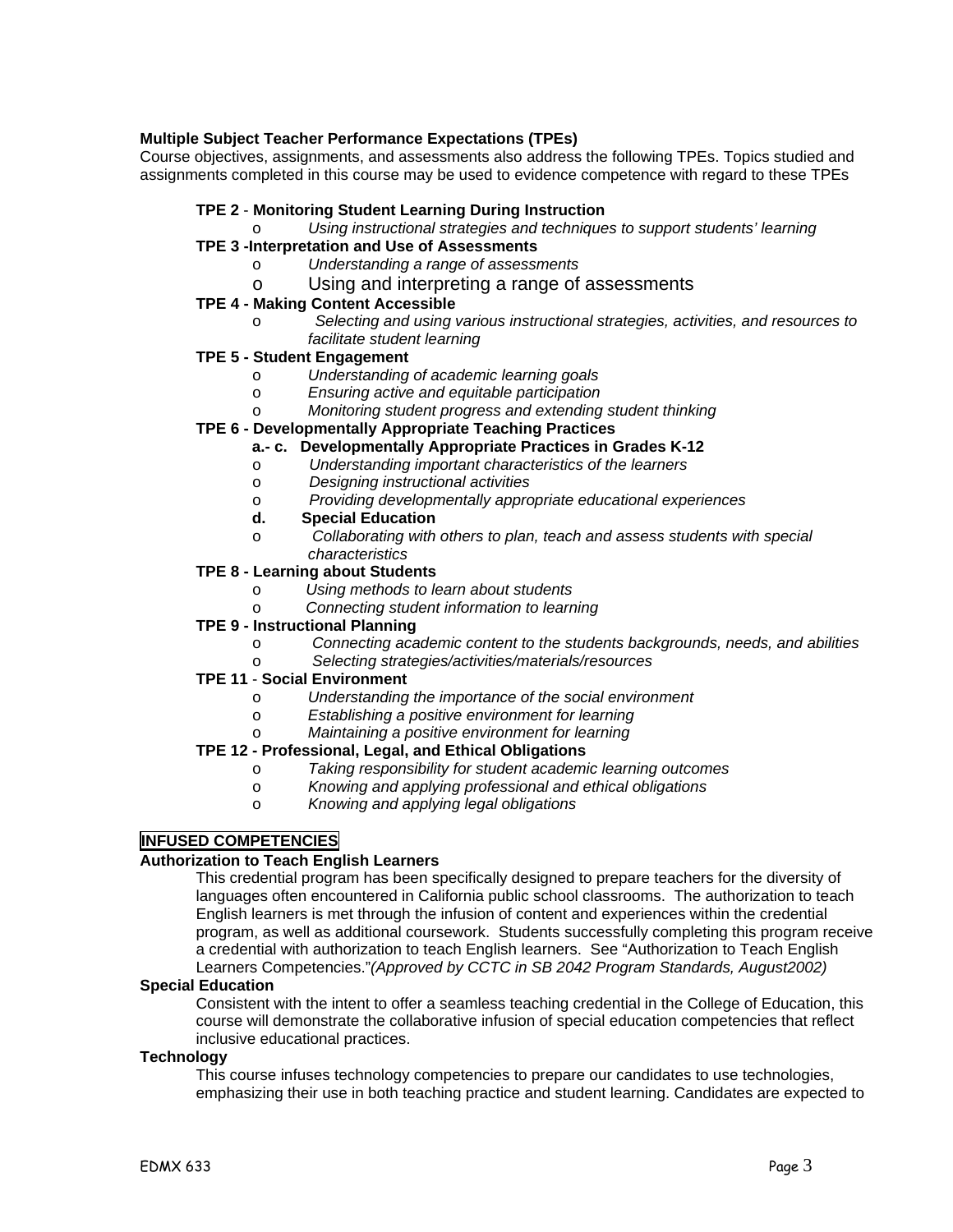**Multiple Subject Teacher Performance Expectations (TPEs)**
Course objectives, assignments, and assessments also address the following TPEs. Topics studied and assignments completed in this course may be used to evidence competence with regard to these TPEs

**TPE 2** - **Monitoring Student Learning During Instruction**
- *Using instructional strategies and techniques to support students' learning*

**TPE 3 -Interpretation and Use of Assessments**
- *Understanding a range of assessments*
- Using and interpreting a range of assessments

**TPE 4 - Making Content Accessible**
- *Selecting and using various instructional strategies, activities, and resources to facilitate student learning*

**TPE 5 - Student Engagement**
- *Understanding of academic learning goals*
- *Ensuring active and equitable participation*
- *Monitoring student progress and extending student thinking*

**TPE 6 - Developmentally Appropriate Teaching Practices**

**a.- c. Developmentally Appropriate Practices in Grades K-12**
- *Understanding important characteristics of the learners*
- *Designing instructional activities*
- *Providing developmentally appropriate educational experiences*

**d. Special Education**
- *Collaborating with others to plan, teach and assess students with special characteristics*

**TPE 8 - Learning about Students**
- *Using methods to learn about students*
- *Connecting student information to learning*

**TPE 9 - Instructional Planning**
- *Connecting academic content to the students backgrounds, needs, and abilities*
- *Selecting strategies/activities/materials/resources*

**TPE 11** - **Social Environment**
- *Understanding the importance of the social environment*
- *Establishing a positive environment for learning*
- *Maintaining a positive environment for learning*

**TPE 12 - Professional, Legal, and Ethical Obligations**
- *Taking responsibility for student academic learning outcomes*
- *Knowing and applying professional and ethical obligations*
- *Knowing and applying legal obligations*

## INFUSED COMPETENCIES

**Authorization to Teach English Learners**

This credential program has been specifically designed to prepare teachers for the diversity of languages often encountered in California public school classrooms. The authorization to teach English learners is met through the infusion of content and experiences within the credential program, as well as additional coursework. Students successfully completing this program receive a credential with authorization to teach English learners. See "Authorization to Teach English Learners Competencies."*(Approved by CCTC in SB 2042 Program Standards, August2002)*

**Special Education**

Consistent with the intent to offer a seamless teaching credential in the College of Education, this course will demonstrate the collaborative infusion of special education competencies that reflect inclusive educational practices.

**Technology**

This course infuses technology competencies to prepare our candidates to use technologies, emphasizing their use in both teaching practice and student learning. Candidates are expected to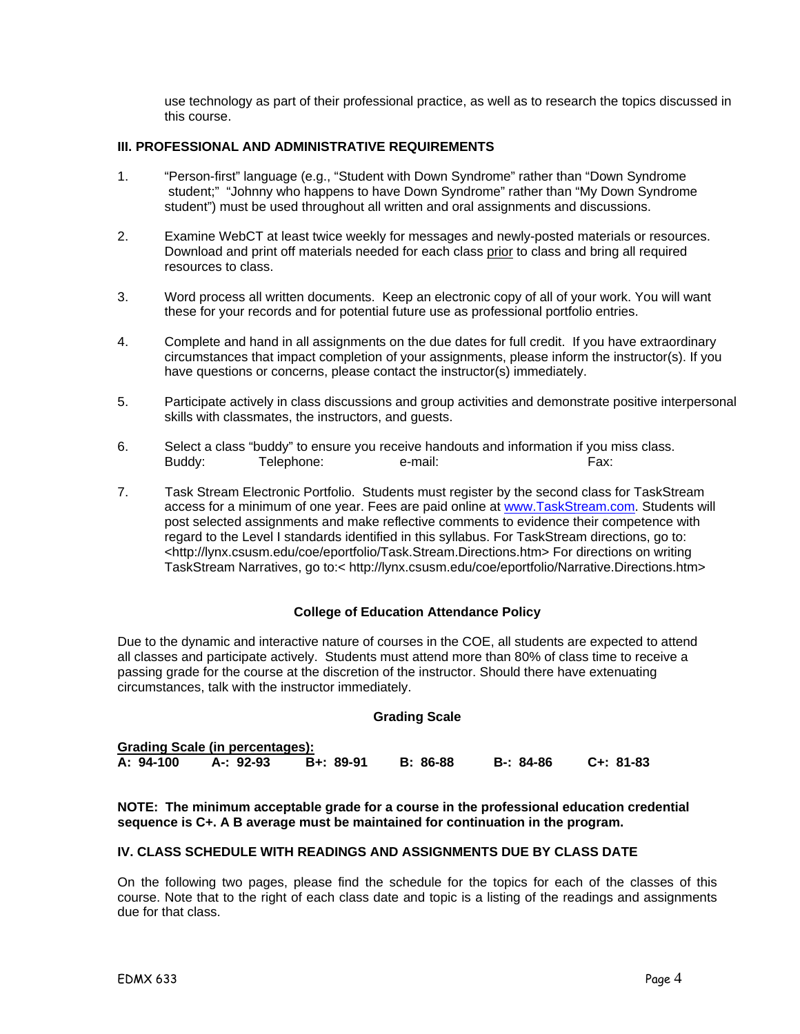use technology as part of their professional practice, as well as to research the topics discussed in this course.

### III. PROFESSIONAL AND ADMINISTRATIVE REQUIREMENTS

1. "Person-first" language (e.g., "Student with Down Syndrome" rather than "Down Syndrome student;" "Johnny who happens to have Down Syndrome" rather than "My Down Syndrome student") must be used throughout all written and oral assignments and discussions.

2. Examine WebCT at least twice weekly for messages and newly-posted materials or resources. Download and print off materials needed for each class prior to class and bring all required resources to class.

3. Word process all written documents. Keep an electronic copy of all of your work. You will want these for your records and for potential future use as professional portfolio entries.

4. Complete and hand in all assignments on the due dates for full credit. If you have extraordinary circumstances that impact completion of your assignments, please inform the instructor(s). If you have questions or concerns, please contact the instructor(s) immediately.

5. Participate actively in class discussions and group activities and demonstrate positive interpersonal skills with classmates, the instructors, and guests.

6. Select a class "buddy" to ensure you receive handouts and information if you miss class.
   Buddy: Telephone: e-mail: Fax:

7. Task Stream Electronic Portfolio. Students must register by the second class for TaskStream access for a minimum of one year. Fees are paid online at www.TaskStream.com. Students will post selected assignments and make reflective comments to evidence their competence with regard to the Level I standards identified in this syllabus. For TaskStream directions, go to: <http://lynx.csusm.edu/coe/eportfolio/Task.Stream.Directions.htm> For directions on writing TaskStream Narratives, go to:< http://lynx.csusm.edu/coe/eportfolio/Narrative.Directions.htm>

#### College of Education Attendance Policy

Due to the dynamic and interactive nature of courses in the COE, all students are expected to attend all classes and participate actively. Students must attend more than 80% of class time to receive a passing grade for the course at the discretion of the instructor. Should there have extenuating circumstances, talk with the instructor immediately.

#### Grading Scale

**Grading Scale (in percentages):**

| A: 94-100 | A-: 92-93 | B+: 89-91 | B: 86-88 | B-: 84-86 | C+: 81-83 |
|---|---|---|---|---|---|

**NOTE: The minimum acceptable grade for a course in the professional education credential sequence is C+. A B average must be maintained for continuation in the program.**

### IV. CLASS SCHEDULE WITH READINGS AND ASSIGNMENTS DUE BY CLASS DATE

On the following two pages, please find the schedule for the topics for each of the classes of this course. Note that to the right of each class date and topic is a listing of the readings and assignments due for that class.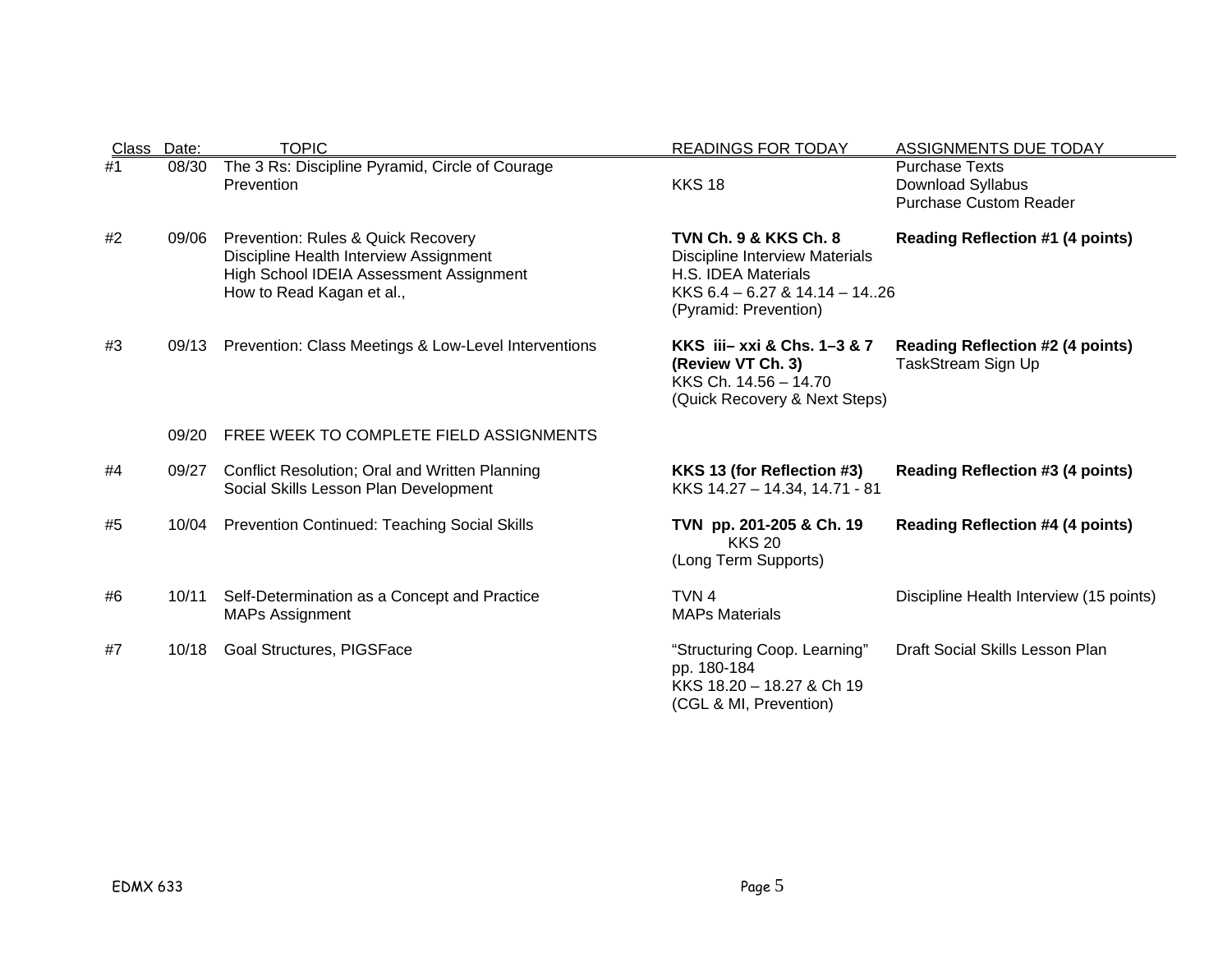| Class | Date: | TOPIC | READINGS FOR TODAY | ASSIGNMENTS DUE TODAY |
|---|---|---|---|---|
| #1 | 08/30 | The 3 Rs: Discipline Pyramid, Circle of Courage<br>Prevention | KKS 18 | Purchase Texts<br>Download Syllabus<br>Purchase Custom Reader |
| #2 | 09/06 | Prevention: Rules & Quick Recovery<br>Discipline Health Interview Assignment<br>High School IDEIA Assessment Assignment<br>How to Read Kagan et al., | **TVN Ch. 9 & KKS Ch. 8**<br>Discipline Interview Materials<br>H.S. IDEA Materials<br>KKS 6.4 – 6.27 & 14.14 – 14..26<br>(Pyramid: Prevention) | **Reading Reflection #1 (4 points)** |
| #3 | 09/13 | Prevention: Class Meetings & Low-Level Interventions | **KKS iii– xxi & Chs. 1–3 & 7**<br>**(Review VT Ch. 3)**<br>KKS Ch. 14.56 – 14.70<br>(Quick Recovery & Next Steps) | **Reading Reflection #2 (4 points)**<br>TaskStream Sign Up |
| | 09/20 | FREE WEEK TO COMPLETE FIELD ASSIGNMENTS | | |
| #4 | 09/27 | Conflict Resolution; Oral and Written Planning<br>Social Skills Lesson Plan Development | **KKS 13 (for Reflection #3)**<br>KKS 14.27 – 14.34, 14.71 - 81 | **Reading Reflection #3 (4 points)** |
| #5 | 10/04 | Prevention Continued: Teaching Social Skills | **TVN pp. 201-205 & Ch. 19**<br>KKS 20<br>(Long Term Supports) | **Reading Reflection #4 (4 points)** |
| #6 | 10/11 | Self-Determination as a Concept and Practice<br>MAPs Assignment | TVN 4<br>MAPs Materials | Discipline Health Interview (15 points) |
| #7 | 10/18 | Goal Structures, PIGSFace | "Structuring Coop. Learning"<br>pp. 180-184<br>KKS 18.20 – 18.27 & Ch 19<br>(CGL & MI, Prevention) | Draft Social Skills Lesson Plan |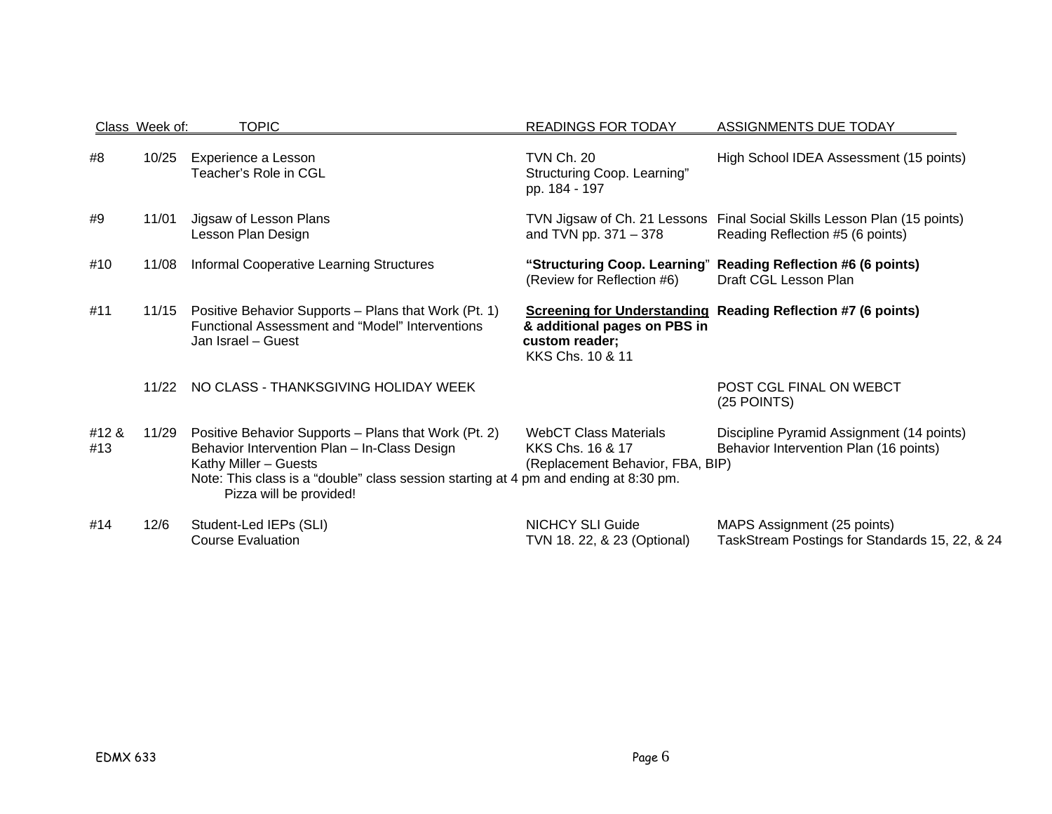| Class | Week of: | TOPIC | READINGS FOR TODAY | ASSIGNMENTS DUE TODAY |
|---|---|---|---|---|
| #8 | 10/25 | Experience a Lesson<br>Teacher's Role in CGL | TVN Ch. 20<br>Structuring Coop. Learning" pp. 184 - 197 | High School IDEA Assessment (15 points) |
| #9 | 11/01 | Jigsaw of Lesson Plans<br>Lesson Plan Design | TVN Jigsaw of Ch. 21 Lessons and TVN pp. 371 – 378 | Final Social Skills Lesson Plan (15 points)<br>Reading Reflection #5 (6 points) |
| #10 | 11/08 | Informal Cooperative Learning Structures | **"Structuring Coop. Learning**"<br>(Review for Reflection #6) | **Reading Reflection #6 (6 points)**<br>Draft CGL Lesson Plan |
| #11 | 11/15 | Positive Behavior Supports – Plans that Work (Pt. 1)<br>Functional Assessment and "Model" Interventions<br>Jan Israel – Guest | **Screening for Understanding & additional pages on PBS in custom reader;**<br>KKS Chs. 10 & 11 | **Reading Reflection #7 (6 points)** |
| | 11/22 | NO CLASS - THANKSGIVING HOLIDAY WEEK | | POST CGL FINAL ON WEBCT (25 POINTS) |
| #12 & #13 | 11/29 | Positive Behavior Supports – Plans that Work (Pt. 2)<br>Behavior Intervention Plan – In-Class Design<br>Kathy Miller – Guests<br>Note: This class is a "double" class session starting at 4 pm and ending at 8:30 pm. Pizza will be provided! | WebCT Class Materials<br>KKS Chs. 16 & 17<br>(Replacement Behavior, FBA, BIP) | Discipline Pyramid Assignment (14 points)<br>Behavior Intervention Plan (16 points) |
| #14 | 12/6 | Student-Led IEPs (SLI)<br>Course Evaluation | NICHCY SLI Guide<br>TVN 18. 22, & 23 (Optional) | MAPS Assignment (25 points)<br>TaskStream Postings for Standards 15, 22, & 24 |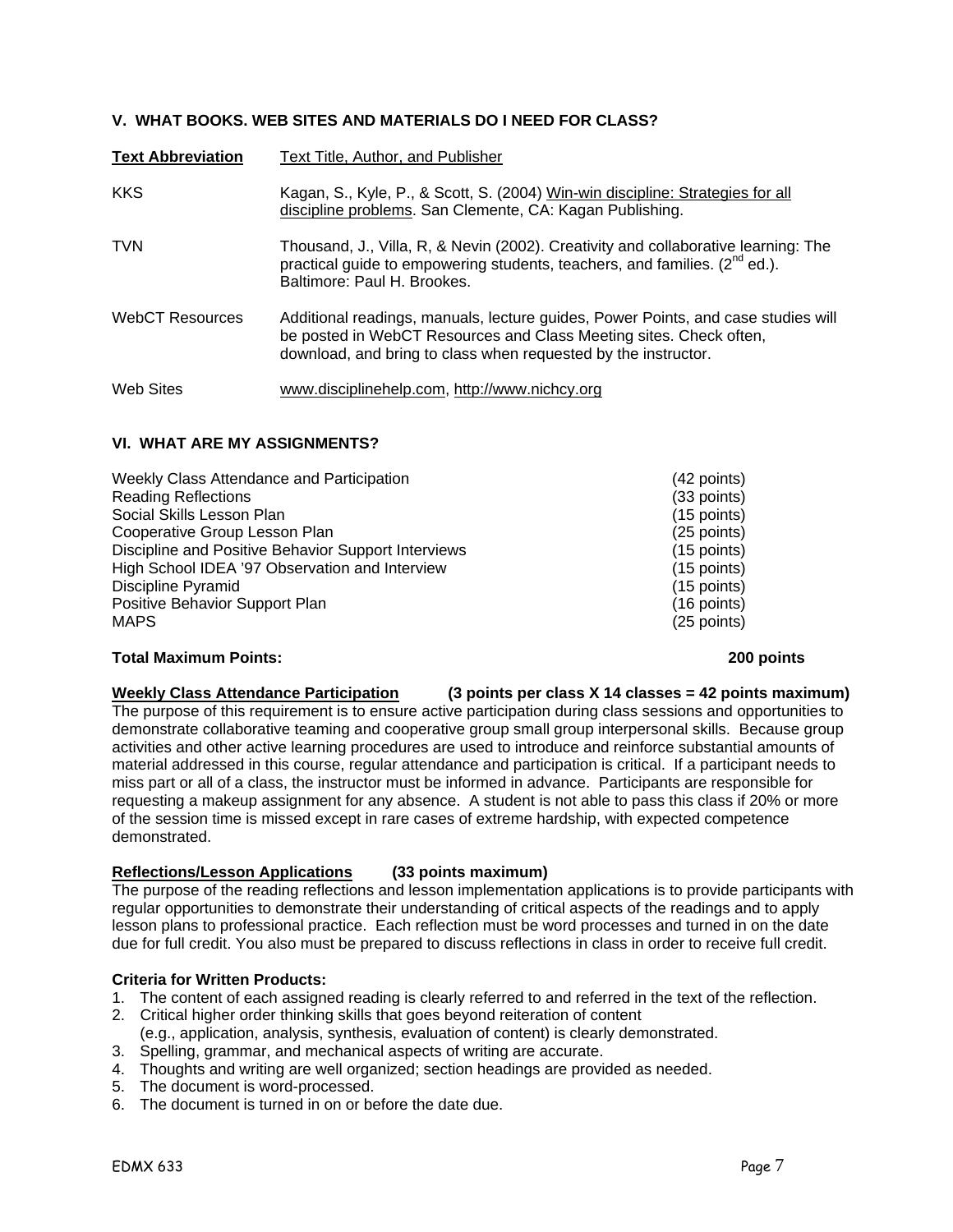### V. WHAT BOOKS. WEB SITES AND MATERIALS DO I NEED FOR CLASS?

| Text Abbreviation | Text Title, Author, and Publisher |
|---|---|
| KKS | Kagan, S., Kyle, P., & Scott, S. (2004) Win-win discipline: Strategies for all discipline problems. San Clemente, CA: Kagan Publishing. |
| TVN | Thousand, J., Villa, R, & Nevin (2002). Creativity and collaborative learning: The practical guide to empowering students, teachers, and families. (2nd ed.). Baltimore: Paul H. Brookes. |
| WebCT Resources | Additional readings, manuals, lecture guides, Power Points, and case studies will be posted in WebCT Resources and Class Meeting sites. Check often, download, and bring to class when requested by the instructor. |
| Web Sites | www.disciplinehelp.com, http://www.nichcy.org |

### VI. WHAT ARE MY ASSIGNMENTS?

| | |
|---|---|
| Weekly Class Attendance and Participation | (42 points) |
| Reading Reflections | (33 points) |
| Social Skills Lesson Plan | (15 points) |
| Cooperative Group Lesson Plan | (25 points) |
| Discipline and Positive Behavior Support Interviews | (15 points) |
| High School IDEA '97 Observation and Interview | (15 points) |
| Discipline Pyramid | (15 points) |
| Positive Behavior Support Plan | (16 points) |
| MAPS | (25 points) |
| **Total Maximum Points:** | **200 points** |

**Weekly Class Attendance Participation (3 points per class X 14 classes = 42 points maximum)**
The purpose of this requirement is to ensure active participation during class sessions and opportunities to demonstrate collaborative teaming and cooperative group small group interpersonal skills. Because group activities and other active learning procedures are used to introduce and reinforce substantial amounts of material addressed in this course, regular attendance and participation is critical. If a participant needs to miss part or all of a class, the instructor must be informed in advance. Participants are responsible for requesting a makeup assignment for any absence. A student is not able to pass this class if 20% or more of the session time is missed except in rare cases of extreme hardship, with expected competence demonstrated.

**Reflections/Lesson Applications (33 points maximum)**
The purpose of the reading reflections and lesson implementation applications is to provide participants with regular opportunities to demonstrate their understanding of critical aspects of the readings and to apply lesson plans to professional practice. Each reflection must be word processes and turned in on the date due for full credit. You also must be prepared to discuss reflections in class in order to receive full credit.

**Criteria for Written Products:**

1. The content of each assigned reading is clearly referred to and referred in the text of the reflection.
2. Critical higher order thinking skills that goes beyond reiteration of content (e.g., application, analysis, synthesis, evaluation of content) is clearly demonstrated.
3. Spelling, grammar, and mechanical aspects of writing are accurate.
4. Thoughts and writing are well organized; section headings are provided as needed.
5. The document is word-processed.
6. The document is turned in on or before the date due.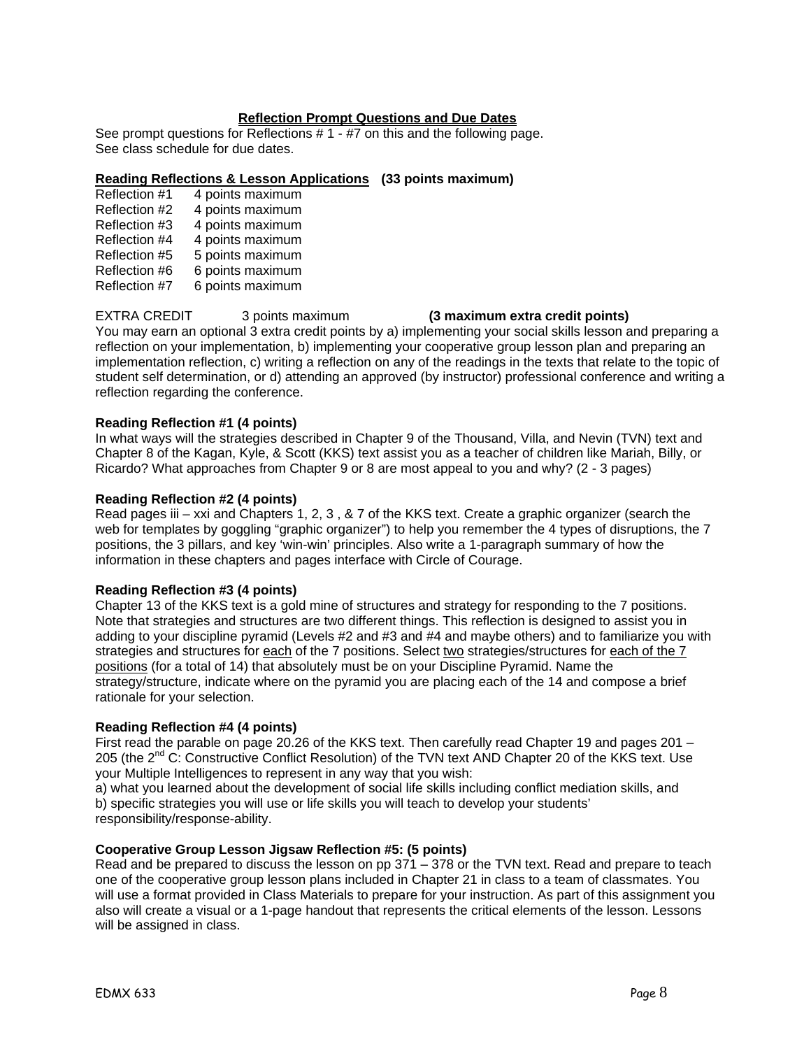## Reflection Prompt Questions and Due Dates

See prompt questions for Reflections # 1 - #7 on this and the following page.
See class schedule for due dates.

### Reading Reflections & Lesson Applications (33 points maximum)

| | |
|---|---|
| Reflection #1 | 4 points maximum |
| Reflection #2 | 4 points maximum |
| Reflection #3 | 4 points maximum |
| Reflection #4 | 4 points maximum |
| Reflection #5 | 5 points maximum |
| Reflection #6 | 6 points maximum |
| Reflection #7 | 6 points maximum |

EXTRA CREDIT 3 points maximum **(3 maximum extra credit points)**

You may earn an optional 3 extra credit points by a) implementing your social skills lesson and preparing a reflection on your implementation, b) implementing your cooperative group lesson plan and preparing an implementation reflection, c) writing a reflection on any of the readings in the texts that relate to the topic of student self determination, or d) attending an approved (by instructor) professional conference and writing a reflection regarding the conference.

**Reading Reflection #1 (4 points)**

In what ways will the strategies described in Chapter 9 of the Thousand, Villa, and Nevin (TVN) text and Chapter 8 of the Kagan, Kyle, & Scott (KKS) text assist you as a teacher of children like Mariah, Billy, or Ricardo? What approaches from Chapter 9 or 8 are most appeal to you and why? (2 - 3 pages)

**Reading Reflection #2 (4 points)**

Read pages iii – xxi and Chapters 1, 2, 3 , & 7 of the KKS text. Create a graphic organizer (search the web for templates by goggling "graphic organizer") to help you remember the 4 types of disruptions, the 7 positions, the 3 pillars, and key 'win-win' principles. Also write a 1-paragraph summary of how the information in these chapters and pages interface with Circle of Courage.

**Reading Reflection #3 (4 points)**

Chapter 13 of the KKS text is a gold mine of structures and strategy for responding to the 7 positions. Note that strategies and structures are two different things. This reflection is designed to assist you in adding to your discipline pyramid (Levels #2 and #3 and #4 and maybe others) and to familiarize you with strategies and structures for <u>each</u> of the 7 positions. Select <u>two</u> strategies/structures for <u>each of the 7 positions</u> (for a total of 14) that absolutely must be on your Discipline Pyramid. Name the strategy/structure, indicate where on the pyramid you are placing each of the 14 and compose a brief rationale for your selection.

**Reading Reflection #4 (4 points)**

First read the parable on page 20.26 of the KKS text. Then carefully read Chapter 19 and pages 201 – 205 (the 2nd C: Constructive Conflict Resolution) of the TVN text AND Chapter 20 of the KKS text. Use your Multiple Intelligences to represent in any way that you wish:

a) what you learned about the development of social life skills including conflict mediation skills, and
b) specific strategies you will use or life skills you will teach to develop your students' responsibility/response-ability.

**Cooperative Group Lesson Jigsaw Reflection #5: (5 points)**

Read and be prepared to discuss the lesson on pp 371 – 378 or the TVN text. Read and prepare to teach one of the cooperative group lesson plans included in Chapter 21 in class to a team of classmates. You will use a format provided in Class Materials to prepare for your instruction. As part of this assignment you also will create a visual or a 1-page handout that represents the critical elements of the lesson. Lessons will be assigned in class.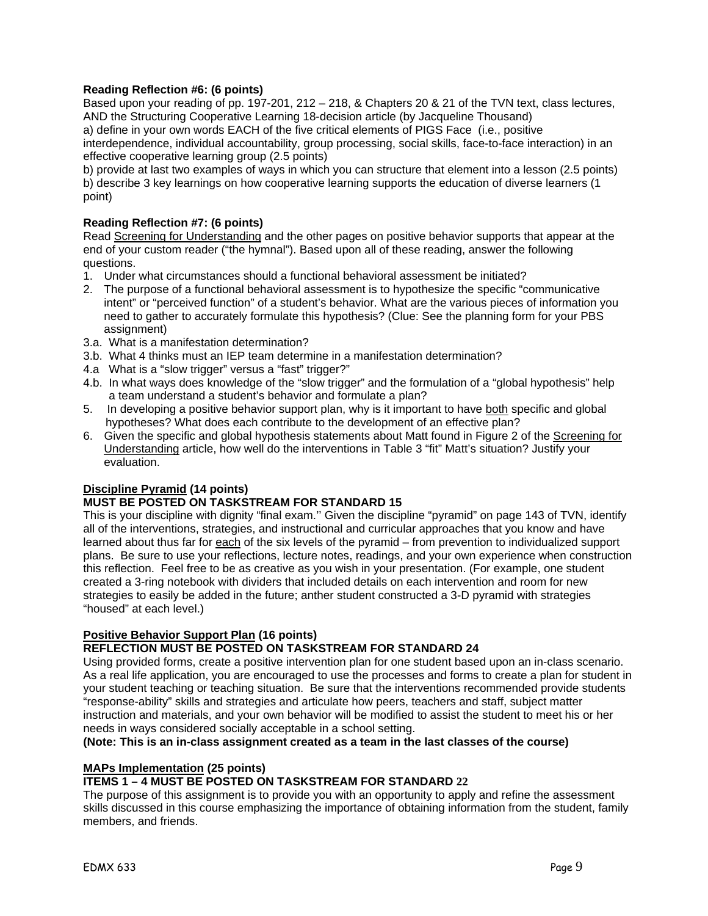**Reading Reflection #6: (6 points)**
Based upon your reading of pp. 197-201, 212 – 218, & Chapters 20 & 21 of the TVN text, class lectures, AND the Structuring Cooperative Learning 18-decision article (by Jacqueline Thousand)
a) define in your own words EACH of the five critical elements of PIGS Face (i.e., positive interdependence, individual accountability, group processing, social skills, face-to-face interaction) in an effective cooperative learning group (2.5 points)
b) provide at last two examples of ways in which you can structure that element into a lesson (2.5 points)
b) describe 3 key learnings on how cooperative learning supports the education of diverse learners (1 point)

**Reading Reflection #7: (6 points)**
Read Screening for Understanding and the other pages on positive behavior supports that appear at the end of your custom reader ("the hymnal"). Based upon all of these reading, answer the following questions.

1. Under what circumstances should a functional behavioral assessment be initiated?
2. The purpose of a functional behavioral assessment is to hypothesize the specific "communicative intent" or "perceived function" of a student's behavior. What are the various pieces of information you need to gather to accurately formulate this hypothesis? (Clue: See the planning form for your PBS assignment)

3.a. What is a manifestation determination?
3.b. What 4 thinks must an IEP team determine in a manifestation determination?
4.a What is a "slow trigger" versus a "fast" trigger?"
4.b. In what ways does knowledge of the "slow trigger" and the formulation of a "global hypothesis" help a team understand a student's behavior and formulate a plan?

5. In developing a positive behavior support plan, why is it important to have both specific and global hypotheses? What does each contribute to the development of an effective plan?
6. Given the specific and global hypothesis statements about Matt found in Figure 2 of the Screening for Understanding article, how well do the interventions in Table 3 "fit" Matt's situation? Justify your evaluation.

**Discipline Pyramid (14 points)**
**MUST BE POSTED ON TASKSTREAM FOR STANDARD 15**
This is your discipline with dignity "final exam.'' Given the discipline "pyramid" on page 143 of TVN, identify all of the interventions, strategies, and instructional and curricular approaches that you know and have learned about thus far for each of the six levels of the pyramid – from prevention to individualized support plans. Be sure to use your reflections, lecture notes, readings, and your own experience when construction this reflection. Feel free to be as creative as you wish in your presentation. (For example, one student created a 3-ring notebook with dividers that included details on each intervention and room for new strategies to easily be added in the future; anther student constructed a 3-D pyramid with strategies "housed" at each level.)

**Positive Behavior Support Plan (16 points)**
**REFLECTION MUST BE POSTED ON TASKSTREAM FOR STANDARD 24**
Using provided forms, create a positive intervention plan for one student based upon an in-class scenario. As a real life application, you are encouraged to use the processes and forms to create a plan for student in your student teaching or teaching situation. Be sure that the interventions recommended provide students "response-ability" skills and strategies and articulate how peers, teachers and staff, subject matter instruction and materials, and your own behavior will be modified to assist the student to meet his or her needs in ways considered socially acceptable in a school setting.
**(Note: This is an in-class assignment created as a team in the last classes of the course)**

**MAPs Implementation (25 points)**
**ITEMS 1 – 4 MUST BE POSTED ON TASKSTREAM FOR STANDARD 22**
The purpose of this assignment is to provide you with an opportunity to apply and refine the assessment skills discussed in this course emphasizing the importance of obtaining information from the student, family members, and friends.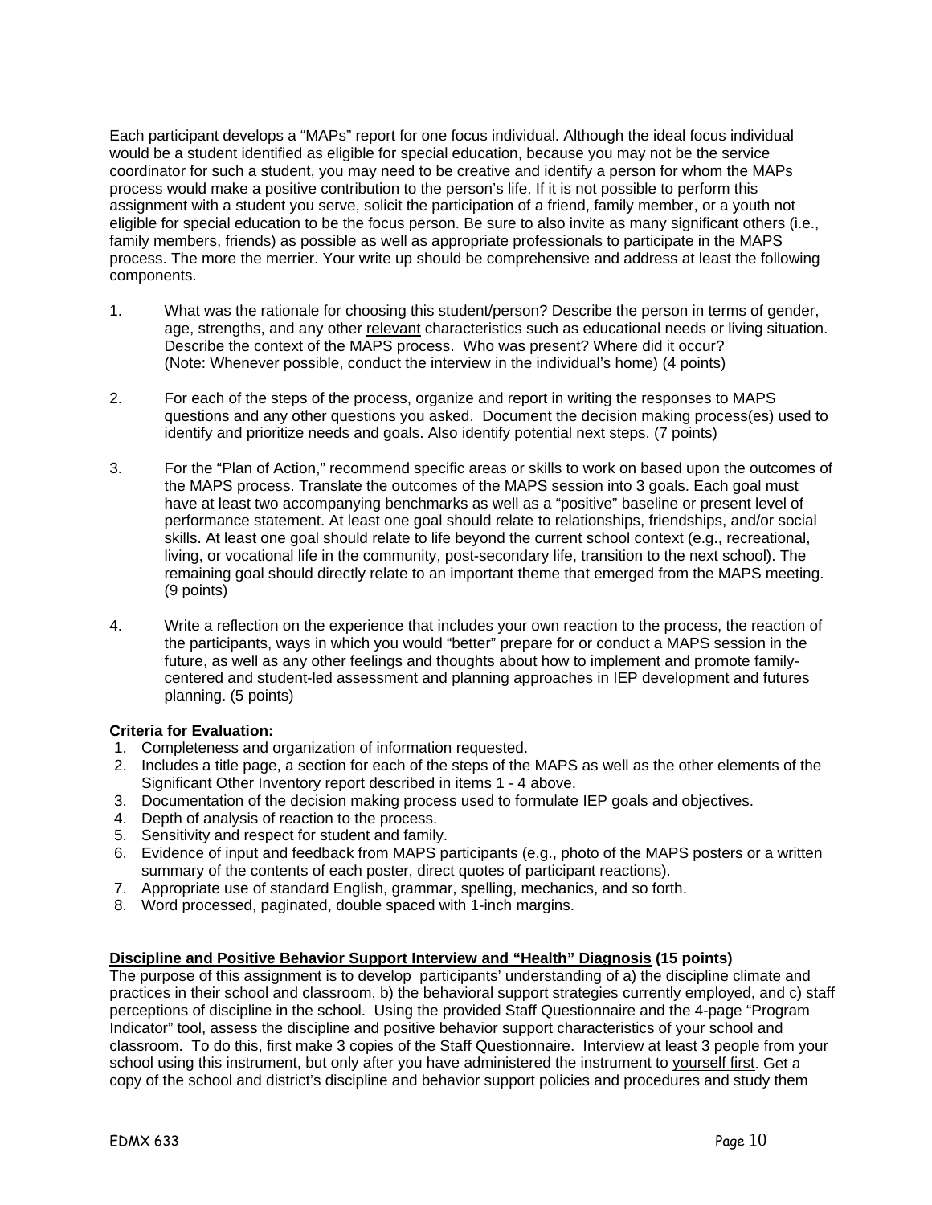Each participant develops a "MAPs" report for one focus individual. Although the ideal focus individual would be a student identified as eligible for special education, because you may not be the service coordinator for such a student, you may need to be creative and identify a person for whom the MAPs process would make a positive contribution to the person's life. If it is not possible to perform this assignment with a student you serve, solicit the participation of a friend, family member, or a youth not eligible for special education to be the focus person. Be sure to also invite as many significant others (i.e., family members, friends) as possible as well as appropriate professionals to participate in the MAPS process. The more the merrier. Your write up should be comprehensive and address at least the following components.

1. What was the rationale for choosing this student/person? Describe the person in terms of gender, age, strengths, and any other <u>relevant</u> characteristics such as educational needs or living situation. Describe the context of the MAPS process. Who was present? Where did it occur? (Note: Whenever possible, conduct the interview in the individual's home) (4 points)

2. For each of the steps of the process, organize and report in writing the responses to MAPS questions and any other questions you asked. Document the decision making process(es) used to identify and prioritize needs and goals. Also identify potential next steps. (7 points)

3. For the "Plan of Action," recommend specific areas or skills to work on based upon the outcomes of the MAPS process. Translate the outcomes of the MAPS session into 3 goals. Each goal must have at least two accompanying benchmarks as well as a "positive" baseline or present level of performance statement. At least one goal should relate to relationships, friendships, and/or social skills. At least one goal should relate to life beyond the current school context (e.g., recreational, living, or vocational life in the community, post-secondary life, transition to the next school). The remaining goal should directly relate to an important theme that emerged from the MAPS meeting. (9 points)

4. Write a reflection on the experience that includes your own reaction to the process, the reaction of the participants, ways in which you would "better" prepare for or conduct a MAPS session in the future, as well as any other feelings and thoughts about how to implement and promote family-centered and student-led assessment and planning approaches in IEP development and futures planning. (5 points)

**Criteria for Evaluation:**

1. Completeness and organization of information requested.
2. Includes a title page, a section for each of the steps of the MAPS as well as the other elements of the Significant Other Inventory report described in items 1 - 4 above.
3. Documentation of the decision making process used to formulate IEP goals and objectives.
4. Depth of analysis of reaction to the process.
5. Sensitivity and respect for student and family.
6. Evidence of input and feedback from MAPS participants (e.g., photo of the MAPS posters or a written summary of the contents of each poster, direct quotes of participant reactions).
7. Appropriate use of standard English, grammar, spelling, mechanics, and so forth.
8. Word processed, paginated, double spaced with 1-inch margins.

**<u>Discipline and Positive Behavior Support Interview and "Health" Diagnosis</u> (15 points)**

The purpose of this assignment is to develop participants' understanding of a) the discipline climate and practices in their school and classroom, b) the behavioral support strategies currently employed, and c) staff perceptions of discipline in the school. Using the provided Staff Questionnaire and the 4-page "Program Indicator" tool, assess the discipline and positive behavior support characteristics of your school and classroom. To do this, first make 3 copies of the Staff Questionnaire. Interview at least 3 people from your school using this instrument, but only after you have administered the instrument to <u>yourself first</u>. Get a copy of the school and district's discipline and behavior support policies and procedures and study them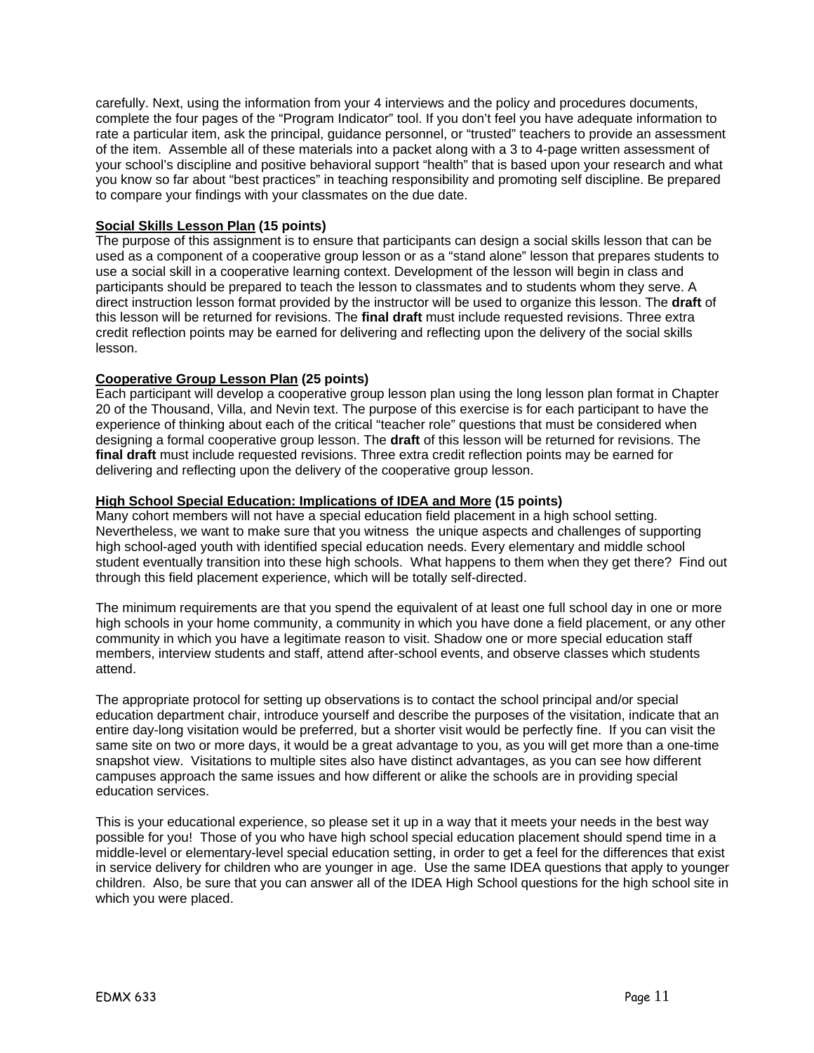carefully. Next, using the information from your 4 interviews and the policy and procedures documents, complete the four pages of the "Program Indicator" tool. If you don't feel you have adequate information to rate a particular item, ask the principal, guidance personnel, or "trusted" teachers to provide an assessment of the item. Assemble all of these materials into a packet along with a 3 to 4-page written assessment of your school's discipline and positive behavioral support "health" that is based upon your research and what you know so far about "best practices" in teaching responsibility and promoting self discipline. Be prepared to compare your findings with your classmates on the due date.

**Social Skills Lesson Plan (15 points)**
The purpose of this assignment is to ensure that participants can design a social skills lesson that can be used as a component of a cooperative group lesson or as a "stand alone" lesson that prepares students to use a social skill in a cooperative learning context. Development of the lesson will begin in class and participants should be prepared to teach the lesson to classmates and to students whom they serve. A direct instruction lesson format provided by the instructor will be used to organize this lesson. The **draft** of this lesson will be returned for revisions. The **final draft** must include requested revisions. Three extra credit reflection points may be earned for delivering and reflecting upon the delivery of the social skills lesson.

**Cooperative Group Lesson Plan (25 points)**
Each participant will develop a cooperative group lesson plan using the long lesson plan format in Chapter 20 of the Thousand, Villa, and Nevin text. The purpose of this exercise is for each participant to have the experience of thinking about each of the critical "teacher role" questions that must be considered when designing a formal cooperative group lesson. The **draft** of this lesson will be returned for revisions. The **final draft** must include requested revisions. Three extra credit reflection points may be earned for delivering and reflecting upon the delivery of the cooperative group lesson.

**High School Special Education: Implications of IDEA and More (15 points)**
Many cohort members will not have a special education field placement in a high school setting. Nevertheless, we want to make sure that you witness the unique aspects and challenges of supporting high school-aged youth with identified special education needs. Every elementary and middle school student eventually transition into these high schools. What happens to them when they get there? Find out through this field placement experience, which will be totally self-directed.

The minimum requirements are that you spend the equivalent of at least one full school day in one or more high schools in your home community, a community in which you have done a field placement, or any other community in which you have a legitimate reason to visit. Shadow one or more special education staff members, interview students and staff, attend after-school events, and observe classes which students attend.

The appropriate protocol for setting up observations is to contact the school principal and/or special education department chair, introduce yourself and describe the purposes of the visitation, indicate that an entire day-long visitation would be preferred, but a shorter visit would be perfectly fine. If you can visit the same site on two or more days, it would be a great advantage to you, as you will get more than a one-time snapshot view. Visitations to multiple sites also have distinct advantages, as you can see how different campuses approach the same issues and how different or alike the schools are in providing special education services.

This is your educational experience, so please set it up in a way that it meets your needs in the best way possible for you! Those of you who have high school special education placement should spend time in a middle-level or elementary-level special education setting, in order to get a feel for the differences that exist in service delivery for children who are younger in age. Use the same IDEA questions that apply to younger children. Also, be sure that you can answer all of the IDEA High School questions for the high school site in which you were placed.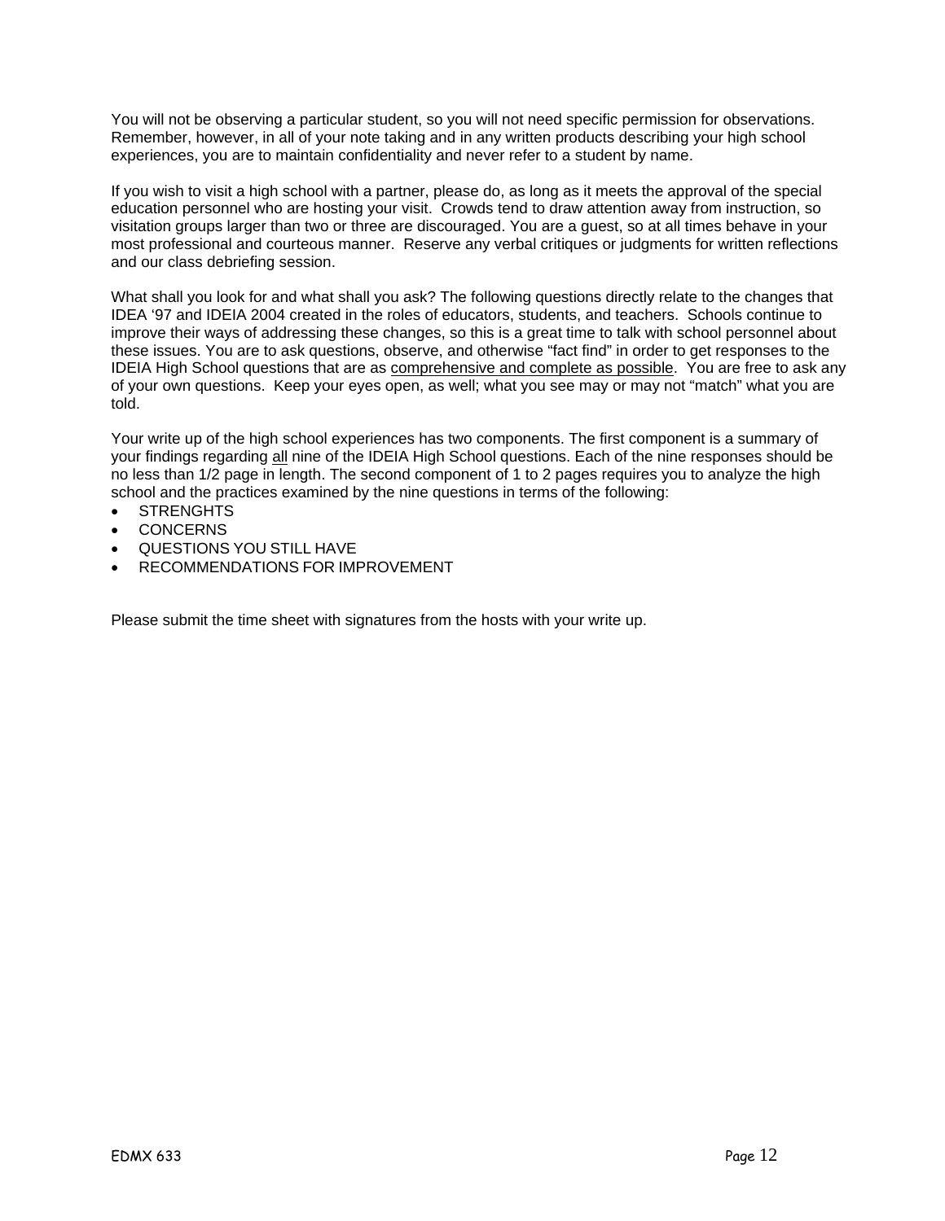You will not be observing a particular student, so you will not need specific permission for observations. Remember, however, in all of your note taking and in any written products describing your high school experiences, you are to maintain confidentiality and never refer to a student by name.

If you wish to visit a high school with a partner, please do, as long as it meets the approval of the special education personnel who are hosting your visit. Crowds tend to draw attention away from instruction, so visitation groups larger than two or three are discouraged. You are a guest, so at all times behave in your most professional and courteous manner. Reserve any verbal critiques or judgments for written reflections and our class debriefing session.

What shall you look for and what shall you ask? The following questions directly relate to the changes that IDEA '97 and IDEIA 2004 created in the roles of educators, students, and teachers. Schools continue to improve their ways of addressing these changes, so this is a great time to talk with school personnel about these issues. You are to ask questions, observe, and otherwise "fact find" in order to get responses to the IDEIA High School questions that are as <u>comprehensive and complete as possible</u>. You are free to ask any of your own questions. Keep your eyes open, as well; what you see may or may not "match" what you are told.

Your write up of the high school experiences has two components. The first component is a summary of your findings regarding <u>all</u> nine of the IDEIA High School questions. Each of the nine responses should be no less than 1/2 page in length. The second component of 1 to 2 pages requires you to analyze the high school and the practices examined by the nine questions in terms of the following:

- STRENGHTS
- CONCERNS
- QUESTIONS YOU STILL HAVE
- RECOMMENDATIONS FOR IMPROVEMENT

Please submit the time sheet with signatures from the hosts with your write up.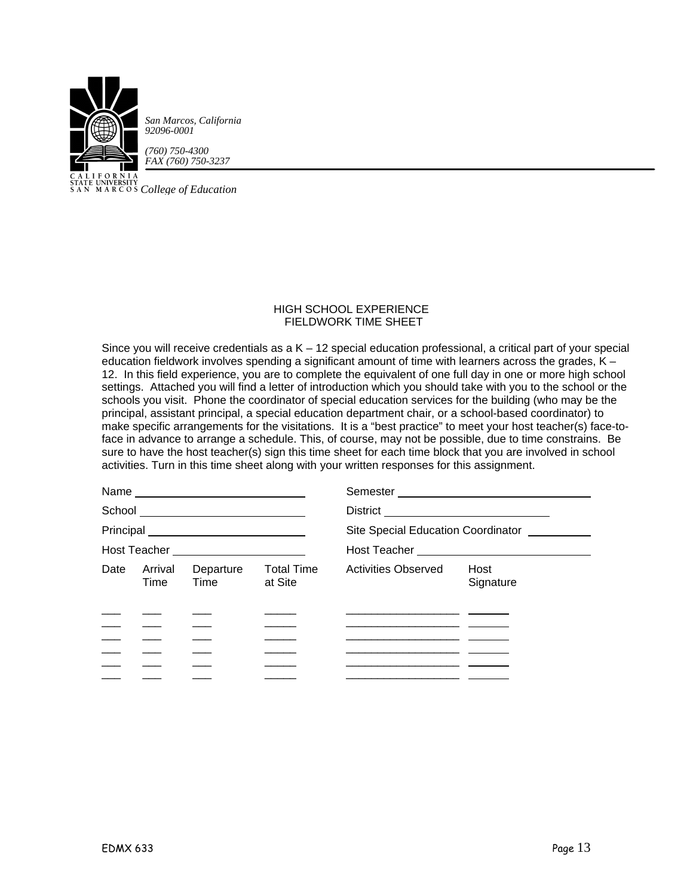San Marcos, California
92096-0001

(760) 750-4300
FAX (760) 750-3237

CALIFORNIA STATE UNIVERSITY SAN MARCOS *College of Education*

HIGH SCHOOL EXPERIENCE
FIELDWORK TIME SHEET

Since you will receive credentials as a K – 12 special education professional, a critical part of your special education fieldwork involves spending a significant amount of time with learners across the grades, K – 12. In this field experience, you are to complete the equivalent of one full day in one or more high school settings. Attached you will find a letter of introduction which you should take with you to the school or the schools you visit. Phone the coordinator of special education services for the building (who may be the principal, assistant principal, a special education department chair, or a school-based coordinator) to make specific arrangements for the visitations. It is a "best practice" to meet your host teacher(s) face-to-face in advance to arrange a schedule. This, of course, may not be possible, due to time constrains. Be sure to have the host teacher(s) sign this time sheet for each time block that you are involved in school activities. Turn in this time sheet along with your written responses for this assignment.

Name ____________________ Semester ____________________

School ____________________ District ____________________

Principal ____________________ Site Special Education Coordinator __________

Host Teacher ____________________ Host Teacher ____________________

| Date | Arrival Time | Departure Time | Total Time at Site | Activities Observed | Host Signature |
|---|---|---|---|---|---|
| | | | | | |
| | | | | | |
| | | | | | |
| | | | | | |
| | | | | | |
| | | | | | |

EDMX 633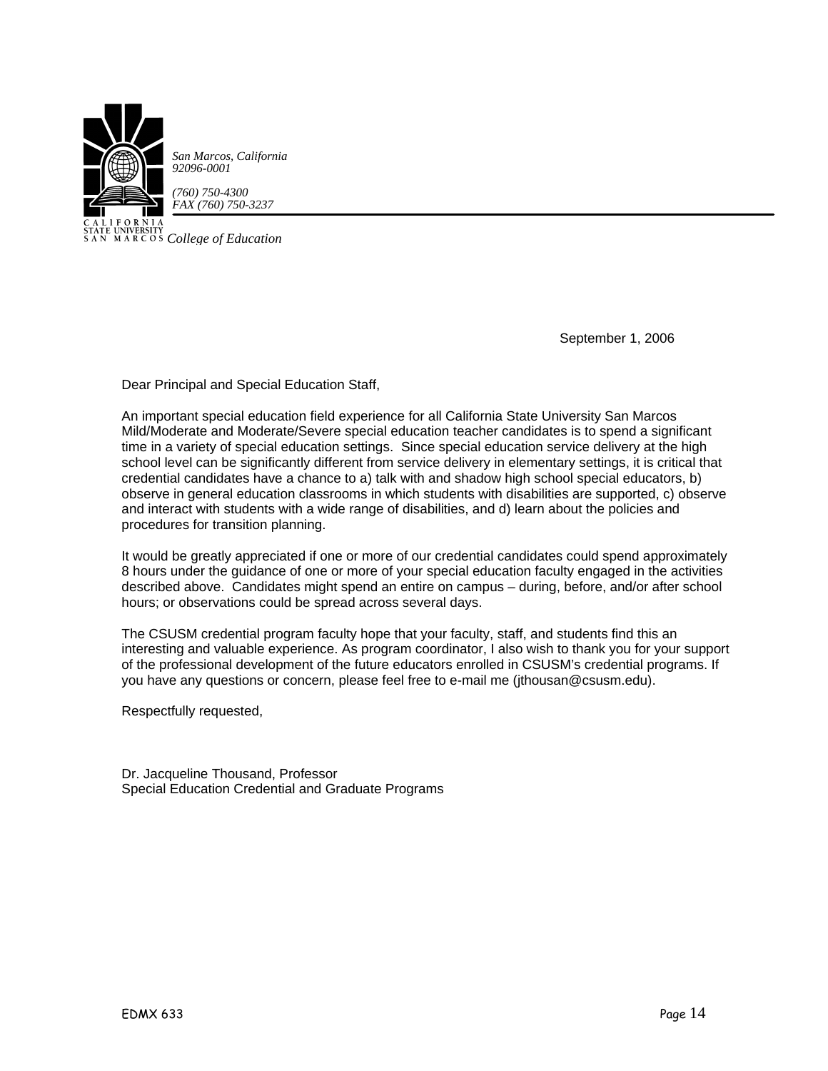*San Marcos, California*
*92096-0001*

*(760) 750-4300*
*FAX (760) 750-3237*

CALIFORNIA STATE UNIVERSITY SAN MARCOS *College of Education*

September 1, 2006

Dear Principal and Special Education Staff,

An important special education field experience for all California State University San Marcos Mild/Moderate and Moderate/Severe special education teacher candidates is to spend a significant time in a variety of special education settings. Since special education service delivery at the high school level can be significantly different from service delivery in elementary settings, it is critical that credential candidates have a chance to a) talk with and shadow high school special educators, b) observe in general education classrooms in which students with disabilities are supported, c) observe and interact with students with a wide range of disabilities, and d) learn about the policies and procedures for transition planning.

It would be greatly appreciated if one or more of our credential candidates could spend approximately 8 hours under the guidance of one or more of your special education faculty engaged in the activities described above. Candidates might spend an entire on campus – during, before, and/or after school hours; or observations could be spread across several days.

The CSUSM credential program faculty hope that your faculty, staff, and students find this an interesting and valuable experience. As program coordinator, I also wish to thank you for your support of the professional development of the future educators enrolled in CSUSM's credential programs. If you have any questions or concern, please feel free to e-mail me (jthousan@csusm.edu).

Respectfully requested,

Dr. Jacqueline Thousand, Professor
Special Education Credential and Graduate Programs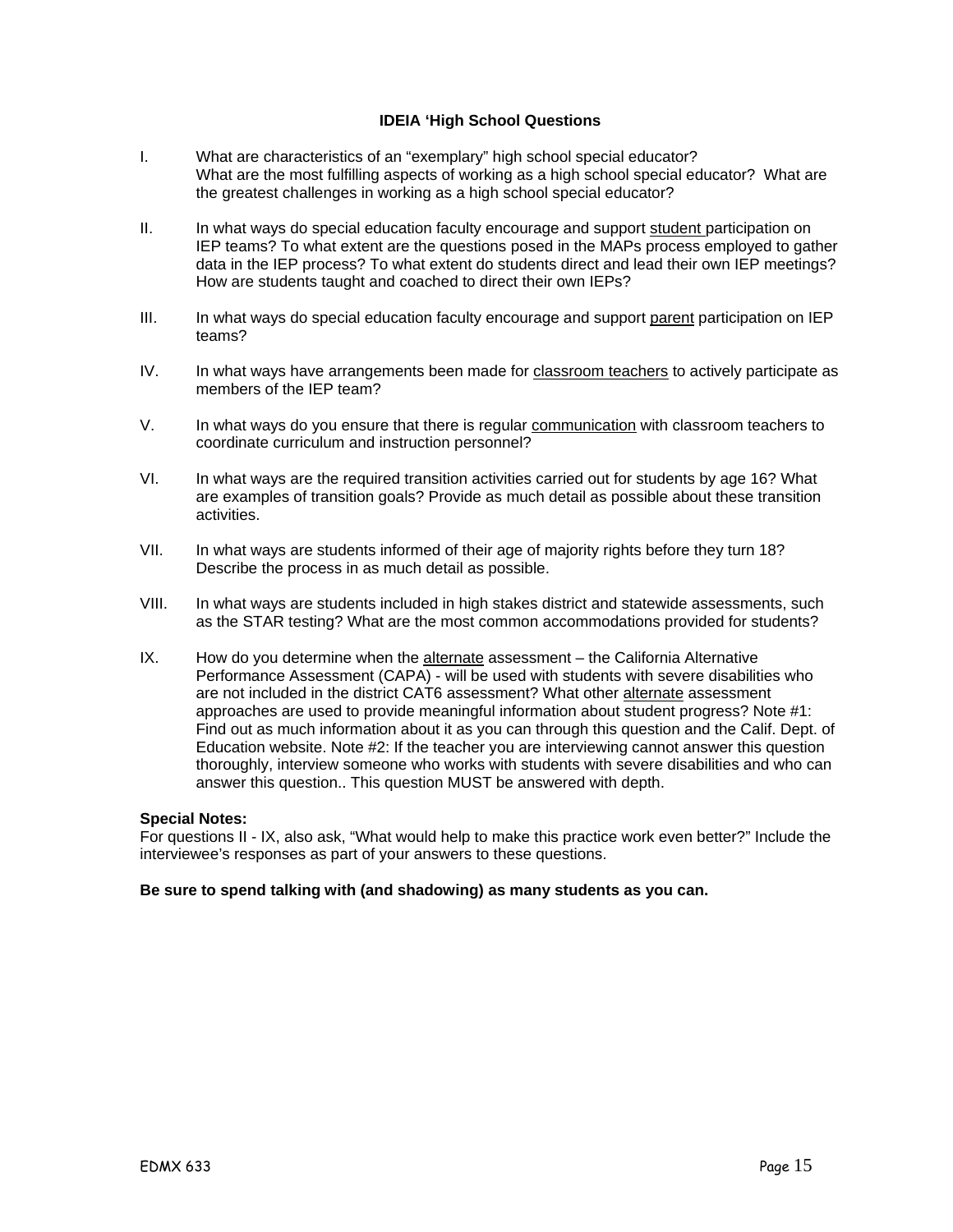## IDEIA 'High School Questions

I. What are characteristics of an "exemplary" high school special educator? What are the most fulfilling aspects of working as a high school special educator? What are the greatest challenges in working as a high school special educator?

II. In what ways do special education faculty encourage and support <u>student</u> participation on IEP teams? To what extent are the questions posed in the MAPs process employed to gather data in the IEP process? To what extent do students direct and lead their own IEP meetings? How are students taught and coached to direct their own IEPs?

III. In what ways do special education faculty encourage and support <u>parent</u> participation on IEP teams?

IV. In what ways have arrangements been made for <u>classroom teachers</u> to actively participate as members of the IEP team?

V. In what ways do you ensure that there is regular <u>communication</u> with classroom teachers to coordinate curriculum and instruction personnel?

VI. In what ways are the required transition activities carried out for students by age 16? What are examples of transition goals? Provide as much detail as possible about these transition activities.

VII. In what ways are students informed of their age of majority rights before they turn 18? Describe the process in as much detail as possible.

VIII. In what ways are students included in high stakes district and statewide assessments, such as the STAR testing? What are the most common accommodations provided for students?

IX. How do you determine when the <u>alternate</u> assessment – the California Alternative Performance Assessment (CAPA) - will be used with students with severe disabilities who are not included in the district CAT6 assessment? What other <u>alternate</u> assessment approaches are used to provide meaningful information about student progress? Note #1: Find out as much information about it as you can through this question and the Calif. Dept. of Education website. Note #2: If the teacher you are interviewing cannot answer this question thoroughly, interview someone who works with students with severe disabilities and who can answer this question.. This question MUST be answered with depth.

**Special Notes:**
For questions II - IX, also ask, "What would help to make this practice work even better?" Include the interviewee's responses as part of your answers to these questions.

**Be sure to spend talking with (and shadowing) as many students as you can.**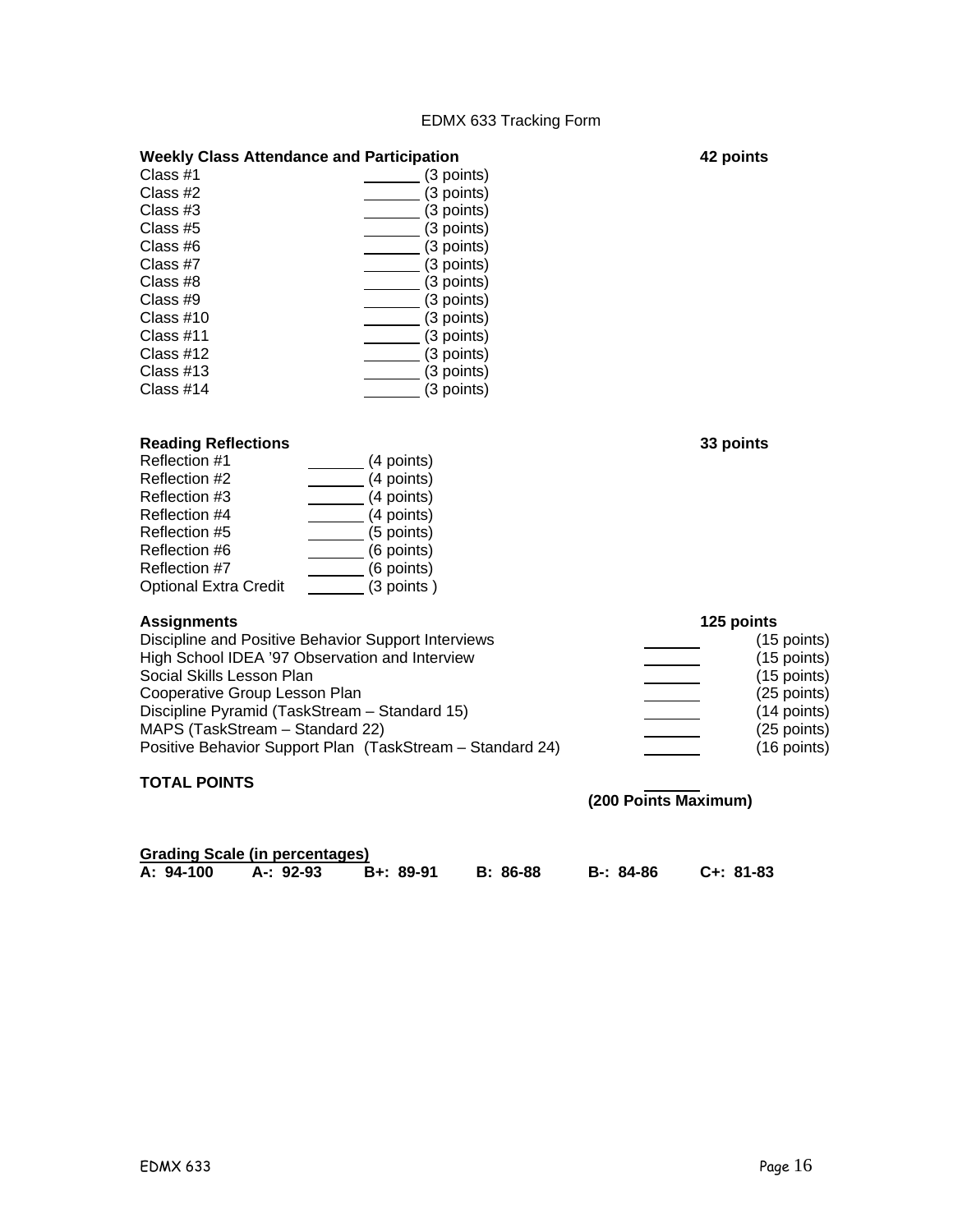EDMX 633 Tracking Form

| **Weekly Class Attendance and Participation** | | **42 points** |
|---|---|---|
| Class #1 | ______ (3 points) | |
| Class #2 | ______ (3 points) | |
| Class #3 | ______ (3 points) | |
| Class #5 | ______ (3 points) | |
| Class #6 | ______ (3 points) | |
| Class #7 | ______ (3 points) | |
| Class #8 | ______ (3 points) | |
| Class #9 | ______ (3 points) | |
| Class #10 | ______ (3 points) | |
| Class #11 | ______ (3 points) | |
| Class #12 | ______ (3 points) | |
| Class #13 | ______ (3 points) | |
| Class #14 | ______ (3 points) | |

| **Reading Reflections** | | **33 points** |
|---|---|---|
| Reflection #1 | ______ (4 points) | |
| Reflection #2 | ______ (4 points) | |
| Reflection #3 | ______ (4 points) | |
| Reflection #4 | ______ (4 points) | |
| Reflection #5 | ______ (5 points) | |
| Reflection #6 | ______ (6 points) | |
| Reflection #7 | ______ (6 points) | |
| Optional Extra Credit | ______ (3 points ) | |

| **Assignments** | | **125 points** |
|---|---|---|
| Discipline and Positive Behavior Support Interviews | ______ | (15 points) |
| High School IDEA '97 Observation and Interview | ______ | (15 points) |
| Social Skills Lesson Plan | ______ | (15 points) |
| Cooperative Group Lesson Plan | ______ | (25 points) |
| Discipline Pyramid (TaskStream – Standard 15) | ______ | (14 points) |
| MAPS (TaskStream – Standard 22) | ______ | (25 points) |
| Positive Behavior Support Plan (TaskStream – Standard 24) | ______ | (16 points) |

**TOTAL POINTS** ______

**(200 Points Maximum)**

**Grading Scale (in percentages)**

| | | | | | |
|---|---|---|---|---|---|
| **A: 94-100** | **A-: 92-93** | **B+: 89-91** | **B: 86-88** | **B-: 84-86** | **C+: 81-83** |